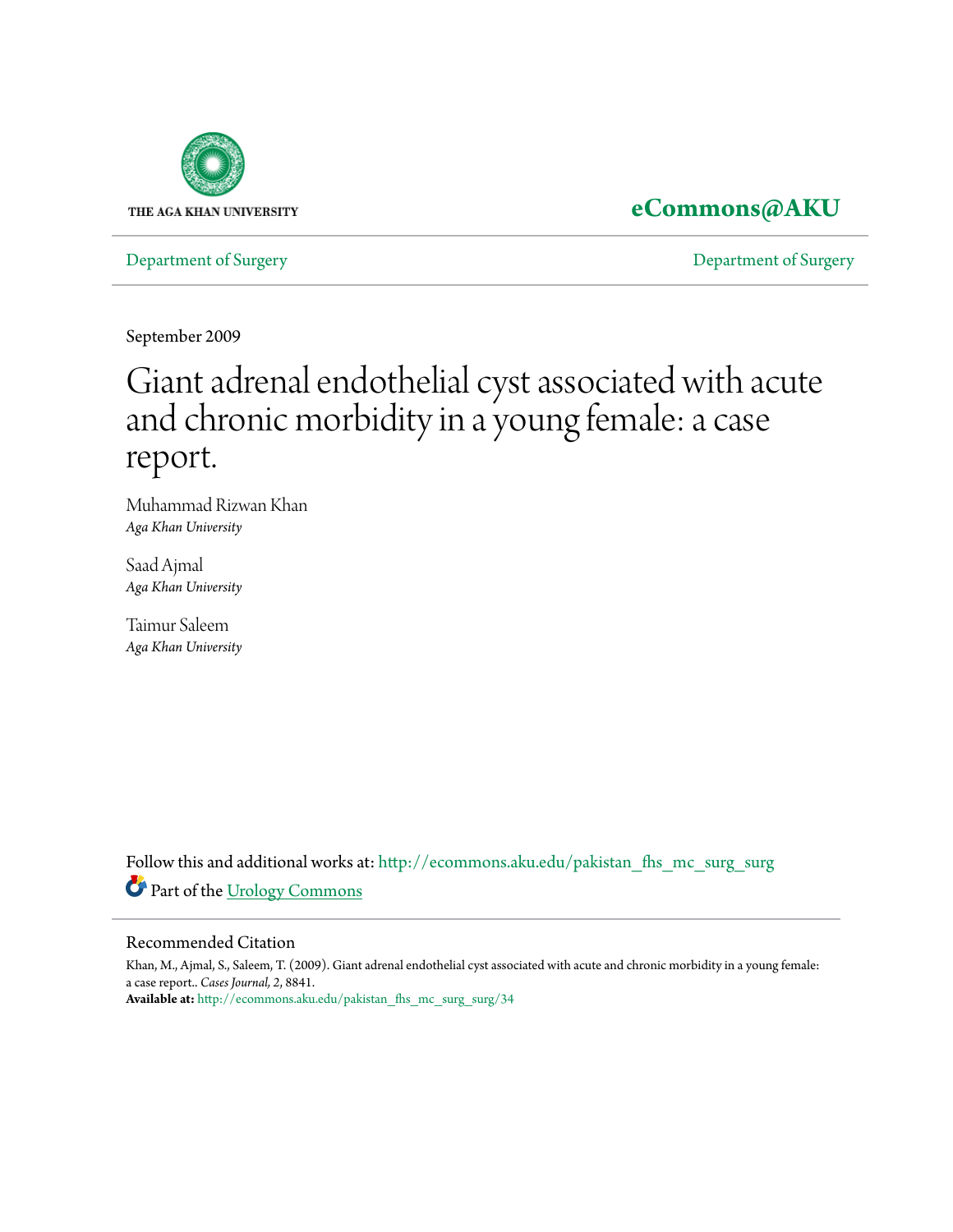THE AGA KHAN UNIVERSITY

**eCommons@AKU**

Department of Surgery | Department of Surgery

September 2009

# Giant adrenal endothelial cyst associated with acute and chronic morbidity in a young female: a case report.

Muhammad Rizwan Khan
*Aga Khan University*

Saad Ajmal
*Aga Khan University*

Taimur Saleem
*Aga Khan University*

Follow this and additional works at: http://ecommons.aku.edu/pakistan_fhs_mc_surg_surg

Part of the Urology Commons

## Recommended Citation

Khan, M., Ajmal, S., Saleem, T. (2009). Giant adrenal endothelial cyst associated with acute and chronic morbidity in a young female: a case report.. *Cases Journal, 2*, 8841.

**Available at:** http://ecommons.aku.edu/pakistan_fhs_mc_surg_surg/34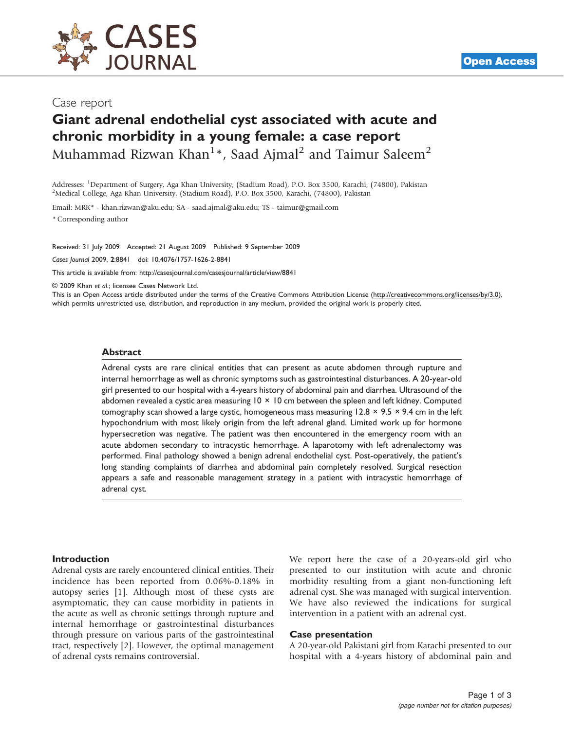Case report

# Giant adrenal endothelial cyst associated with acute and chronic morbidity in a young female: a case report

Muhammad Rizwan Khan[1]*, Saad Ajmal[2] and Taimur Saleem[2]

Addresses: [1]Department of Surgery, Aga Khan University, (Stadium Road), P.O. Box 3500, Karachi, (74800), Pakistan
[2]Medical College, Aga Khan University, (Stadium Road), P.O. Box 3500, Karachi, (74800), Pakistan

Email: MRK* - khan.rizwan@aku.edu; SA - saad.ajmal@aku.edu; TS - taimur@gmail.com

\* Corresponding author

Received: 31 July 2009 Accepted: 21 August 2009 Published: 9 September 2009

*Cases Journal* 2009, **2**:8841 doi: 10.4076/1757-1626-2-8841

This article is available from: http://casesjournal.com/casesjournal/article/view/8841

© 2009 Khan *et al*.; licensee Cases Network Ltd.
This is an Open Access article distributed under the terms of the Creative Commons Attribution License (http://creativecommons.org/licenses/by/3.0), which permits unrestricted use, distribution, and reproduction in any medium, provided the original work is properly cited.

## Abstract

Adrenal cysts are rare clinical entities that can present as acute abdomen through rupture and internal hemorrhage as well as chronic symptoms such as gastrointestinal disturbances. A 20-year-old girl presented to our hospital with a 4-years history of abdominal pain and diarrhea. Ultrasound of the abdomen revealed a cystic area measuring 10 × 10 cm between the spleen and left kidney. Computed tomography scan showed a large cystic, homogeneous mass measuring 12.8 × 9.5 × 9.4 cm in the left hypochondrium with most likely origin from the left adrenal gland. Limited work up for hormone hypersecretion was negative. The patient was then encountered in the emergency room with an acute abdomen secondary to intracystic hemorrhage. A laparotomy with left adrenalectomy was performed. Final pathology showed a benign adrenal endothelial cyst. Post-operatively, the patient's long standing complaints of diarrhea and abdominal pain completely resolved. Surgical resection appears a safe and reasonable management strategy in a patient with intracystic hemorrhage of adrenal cyst.

## Introduction

Adrenal cysts are rarely encountered clinical entities. Their incidence has been reported from 0.06%-0.18% in autopsy series [1]. Although most of these cysts are asymptomatic, they can cause morbidity in patients in the acute as well as chronic settings through rupture and internal hemorrhage or gastrointestinal disturbances through pressure on various parts of the gastrointestinal tract, respectively [2]. However, the optimal management of adrenal cysts remains controversial.

We report here the case of a 20-years-old girl who presented to our institution with acute and chronic morbidity resulting from a giant non-functioning left adrenal cyst. She was managed with surgical intervention. We have also reviewed the indications for surgical intervention in a patient with an adrenal cyst.

## Case presentation

A 20-year-old Pakistani girl from Karachi presented to our hospital with a 4-years history of abdominal pain and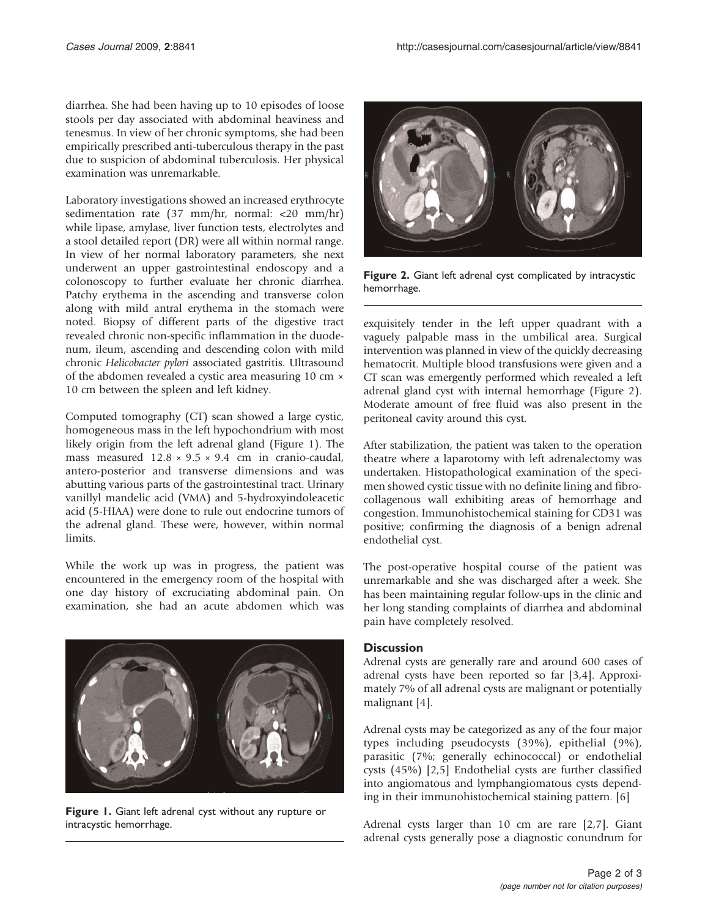diarrhea. She had been having up to 10 episodes of loose stools per day associated with abdominal heaviness and tenesmus. In view of her chronic symptoms, she had been empirically prescribed anti-tuberculous therapy in the past due to suspicion of abdominal tuberculosis. Her physical examination was unremarkable.

Laboratory investigations showed an increased erythrocyte sedimentation rate (37 mm/hr, normal: <20 mm/hr) while lipase, amylase, liver function tests, electrolytes and a stool detailed report (DR) were all within normal range. In view of her normal laboratory parameters, she next underwent an upper gastrointestinal endoscopy and a colonoscopy to further evaluate her chronic diarrhea. Patchy erythema in the ascending and transverse colon along with mild antral erythema in the stomach were noted. Biopsy of different parts of the digestive tract revealed chronic non-specific inflammation in the duodenum, ileum, ascending and descending colon with mild chronic *Helicobacter pylori* associated gastritis. Ultrasound of the abdomen revealed a cystic area measuring 10 cm × 10 cm between the spleen and left kidney.

Computed tomography (CT) scan showed a large cystic, homogeneous mass in the left hypochondrium with most likely origin from the left adrenal gland (Figure 1). The mass measured 12.8 × 9.5 × 9.4 cm in cranio-caudal, antero-posterior and transverse dimensions and was abutting various parts of the gastrointestinal tract. Urinary vanillyl mandelic acid (VMA) and 5-hydroxyindoleacetic acid (5-HIAA) were done to rule out endocrine tumors of the adrenal gland. These were, however, within normal limits.

While the work up was in progress, the patient was encountered in the emergency room of the hospital with one day history of excruciating abdominal pain. On examination, she had an acute abdomen which was exquisitely tender in the left upper quadrant with a vaguely palpable mass in the umbilical area. Surgical intervention was planned in view of the quickly decreasing hematocrit. Multiple blood transfusions were given and a CT scan was emergently performed which revealed a left adrenal gland cyst with internal hemorrhage (Figure 2). Moderate amount of free fluid was also present in the peritoneal cavity around this cyst.

**Figure 1.** Giant left adrenal cyst without any rupture or intracystic hemorrhage.

**Figure 2.** Giant left adrenal cyst complicated by intracystic hemorrhage.

After stabilization, the patient was taken to the operation theatre where a laparotomy with left adrenalectomy was undertaken. Histopathological examination of the specimen showed cystic tissue with no definite lining and fibrocollagenous wall exhibiting areas of hemorrhage and congestion. Immunohistochemical staining for CD31 was positive; confirming the diagnosis of a benign adrenal endothelial cyst.

The post-operative hospital course of the patient was unremarkable and she was discharged after a week. She has been maintaining regular follow-ups in the clinic and her long standing complaints of diarrhea and abdominal pain have completely resolved.

## Discussion

Adrenal cysts are generally rare and around 600 cases of adrenal cysts have been reported so far [3,4]. Approximately 7% of all adrenal cysts are malignant or potentially malignant [4].

Adrenal cysts may be categorized as any of the four major types including pseudocysts (39%), epithelial (9%), parasitic (7%; generally echinococcal) or endothelial cysts (45%) [2,5] Endothelial cysts are further classified into angiomatous and lymphangiomatous cysts depending in their immunohistochemical staining pattern. [6]

Adrenal cysts larger than 10 cm are rare [2,7]. Giant adrenal cysts generally pose a diagnostic conundrum for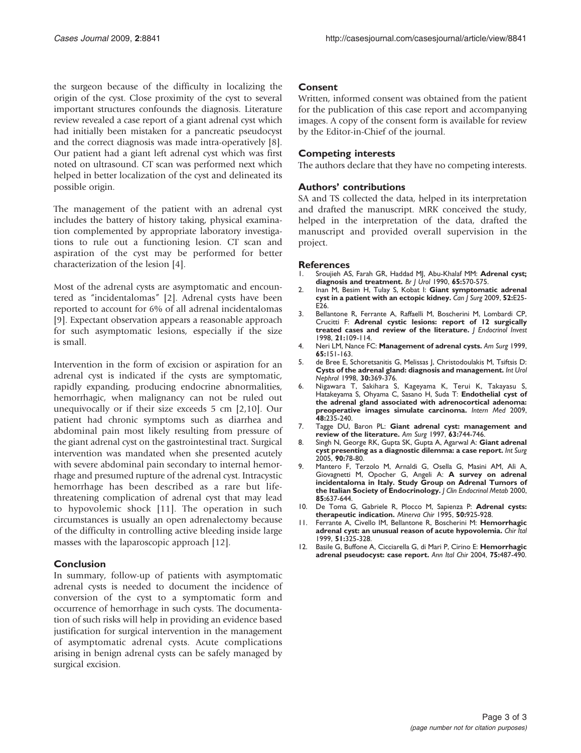the surgeon because of the difficulty in localizing the origin of the cyst. Close proximity of the cyst to several important structures confounds the diagnosis. Literature review revealed a case report of a giant adrenal cyst which had initially been mistaken for a pancreatic pseudocyst and the correct diagnosis was made intra-operatively [8]. Our patient had a giant left adrenal cyst which was first noted on ultrasound. CT scan was performed next which helped in better localization of the cyst and delineated its possible origin.

The management of the patient with an adrenal cyst includes the battery of history taking, physical examination complemented by appropriate laboratory investigations to rule out a functioning lesion. CT scan and aspiration of the cyst may be performed for better characterization of the lesion [4].

Most of the adrenal cysts are asymptomatic and encountered as "incidentalomas" [2]. Adrenal cysts have been reported to account for 6% of all adrenal incidentalomas [9]. Expectant observation appears a reasonable approach for such asymptomatic lesions, especially if the size is small.

Intervention in the form of excision or aspiration for an adrenal cyst is indicated if the cysts are symptomatic, rapidly expanding, producing endocrine abnormalities, hemorrhagic, when malignancy can not be ruled out unequivocally or if their size exceeds 5 cm [2,10]. Our patient had chronic symptoms such as diarrhea and abdominal pain most likely resulting from pressure of the giant adrenal cyst on the gastrointestinal tract. Surgical intervention was mandated when she presented acutely with severe abdominal pain secondary to internal hemorrhage and presumed rupture of the adrenal cyst. Intracystic hemorrhage has been described as a rare but life-threatening complication of adrenal cyst that may lead to hypovolemic shock [11]. The operation in such circumstances is usually an open adrenalectomy because of the difficulty in controlling active bleeding inside large masses with the laparoscopic approach [12].

## Conclusion

In summary, follow-up of patients with asymptomatic adrenal cysts is needed to document the incidence of conversion of the cyst to a symptomatic form and occurrence of hemorrhage in such cysts. The documentation of such risks will help in providing an evidence based justification for surgical intervention in the management of asymptomatic adrenal cysts. Acute complications arising in benign adrenal cysts can be safely managed by surgical excision.

## Consent

Written, informed consent was obtained from the patient for the publication of this case report and accompanying images. A copy of the consent form is available for review by the Editor-in-Chief of the journal.

## Competing interests

The authors declare that they have no competing interests.

## Authors' contributions

SA and TS collected the data, helped in its interpretation and drafted the manuscript. MRK conceived the study, helped in the interpretation of the data, drafted the manuscript and provided overall supervision in the project.

## References

1. Sroujieh AS, Farah GR, Haddad MJ, Abu-Khalaf MM: **Adrenal cyst; diagnosis and treatment.** *Br J Urol* 1990, **65:**570-575.
2. Inan M, Besim H, Tulay S, Kobat I: **Giant symptomatic adrenal cyst in a patient with an ectopic kidney.** *Can J Surg* 2009, **52:**E25-E26.
3. Bellantone R, Ferrante A, Raffaelli M, Boscherini M, Lombardi CP, Crucitti F: **Adrenal cystic lesions: report of 12 surgically treated cases and review of the literature.** *J Endocrinol Invest* 1998, **21:**109-114.
4. Neri LM, Nance FC: **Management of adrenal cysts.** *Am Surg* 1999, **65:**151-163.
5. de Bree E, Schoretsanitis G, Melissas J, Christodoulakis M, Tsiftsis D: **Cysts of the adrenal gland: diagnosis and management.** *Int Urol Nephrol* 1998, **30:**369-376.
6. Nigawara T, Sakihara S, Kageyama K, Terui K, Takayasu S, Hatakeyama S, Ohyama C, Sasano H, Suda T: **Endothelial cyst of the adrenal gland associated with adrenocortical adenoma: preoperative images simulate carcinoma.** *Intern Med* 2009, **48:**235-240.
7. Tagge DU, Baron PL: **Giant adrenal cyst: management and review of the literature.** *Am Surg* 1997, **63:**744-746.
8. Singh N, George RK, Gupta SK, Gupta A, Agarwal A: **Giant adrenal cyst presenting as a diagnostic dilemma: a case report.** *Int Surg* 2005, **90:**78-80.
9. Mantero F, Terzolo M, Arnaldi G, Osella G, Masini AM, Alì A, Giovagnetti M, Opocher G, Angeli A: **A survey on adrenal incidentaloma in Italy. Study Group on Adrenal Tumors of the Italian Society of Endocrinology.** *J Clin Endocrinol Metab* 2000, **85:**637-644.
10. De Toma G, Gabriele R, Plocco M, Sapienza P: **Adrenal cysts: therapeutic indication.** *Minerva Chir* 1995, **50:**925-928.
11. Ferrante A, Civello IM, Bellantone R, Boscherini M: **Hemorrhagic adrenal cyst: an unusual reason of acute hypovolemia.** *Chir Ital* 1999, **51:**325-328.
12. Basile G, Buffone A, Cicciarella G, di Mari P, Cirino E: **Hemorrhagic adrenal pseudocyst: case report.** *Ann Ital Chir* 2004, **75:**487-490.